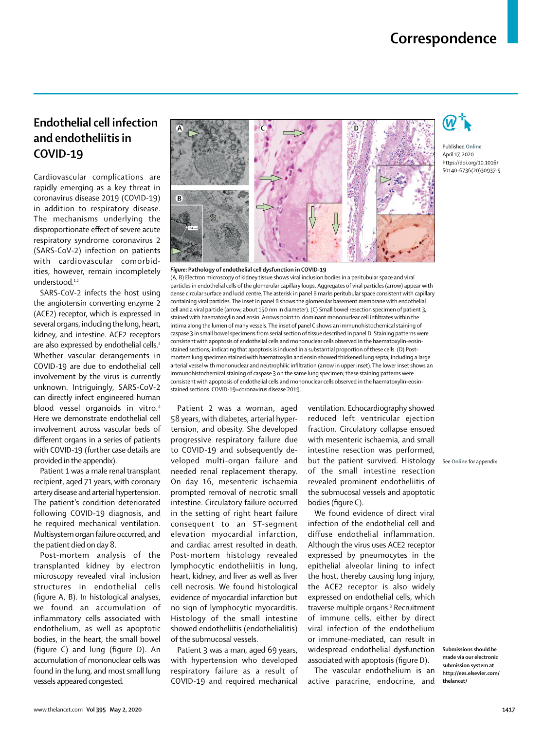# Correspondence

## Endothelial cell infection and endotheliitis in COVID-19

Cardiovascular complications are rapidly emerging as a key threat in coronavirus disease 2019 (COVID-19) in addition to respiratory disease. The mechanisms underlying the disproportionate effect of severe acute respiratory syndrome coronavirus 2 (SARS-CoV-2) infection on patients with cardiovascular comorbidities, however, remain incompletely understood.[1,2]

SARS-CoV-2 infects the host using the angiotensin converting enzyme 2 (ACE2) receptor, which is expressed in several organs, including the lung, heart, kidney, and intestine. ACE2 receptors are also expressed by endothelial cells.[3] Whether vascular derangements in COVID-19 are due to endothelial cell involvement by the virus is currently unknown. Intriguingly, SARS-CoV-2 can directly infect engineered human blood vessel organoids in vitro.[4] Here we demonstrate endothelial cell involvement across vascular beds of different organs in a series of patients with COVID-19 (further case details are provided in the appendix).

Patient 1 was a male renal transplant recipient, aged 71 years, with coronary artery disease and arterial hypertension. The patient's condition deteriorated following COVID-19 diagnosis, and he required mechanical ventilation. Multisystem organ failure occurred, and the patient died on day 8.

Post-mortem analysis of the transplanted kidney by electron microscopy revealed viral inclusion structures in endothelial cells (figure A, B). In histological analyses, we found an accumulation of inflammatory cells associated with endothelium, as well as apoptotic bodies, in the heart, the small bowel (figure C) and lung (figure D). An accumulation of mononuclear cells was found in the lung, and most small lung vessels appeared congested.

*Figure:* **Pathology of endothelial cell dysfunction in COVID-19**
(A, B) Electron microscopy of kidney tissue shows viral inclusion bodies in a peritubular space and viral particles in endothelial cells of the glomerular capillary loops. Aggregates of viral particles (arrow) appear with dense circular surface and lucid centre. The asterisk in panel B marks peritubular space consistent with capillary containing viral particles. The inset in panel B shows the glomerular basement membrane with endothelial cell and a viral particle (arrow; about 150 nm in diameter). (C) Small bowel resection specimen of patient 3, stained with haematoxylin and eosin. Arrows point to dominant mononuclear cell infiltrates within the intima along the lumen of many vessels. The inset of panel C shows an immunohistochemical staining of caspase 3 in small bowel specimens from serial section of tissue described in panel D. Staining patterns were consistent with apoptosis of endothelial cells and mononuclear cells observed in the haematoxylin-eosin-stained sections, indicating that apoptosis is induced in a substantial proportion of these cells. (D) Post-mortem lung specimen stained with haematoxylin and eosin showed thickened lung septa, including a large arterial vessel with mononuclear and neutrophilic infiltration (arrow in upper inset). The lower inset shows an immunohistochemical staining of caspase 3 on the same lung specimen; these staining patterns were consistent with apoptosis of endothelial cells and mononuclear cells observed in the haematoxylin-eosin-stained sections. COVID-19=coronavirus disease 2019.

Patient 2 was a woman, aged 58 years, with diabetes, arterial hypertension, and obesity. She developed progressive respiratory failure due to COVID-19 and subsequently developed multi-organ failure and needed renal replacement therapy. On day 16, mesenteric ischaemia prompted removal of necrotic small intestine. Circulatory failure occurred in the setting of right heart failure consequent to an ST-segment elevation myocardial infarction, and cardiac arrest resulted in death. Post-mortem histology revealed lymphocytic endotheliitis in lung, heart, kidney, and liver as well as liver cell necrosis. We found histological evidence of myocardial infarction but no sign of lymphocytic myocarditis. Histology of the small intestine showed endotheliitis (endothelialitis) of the submucosal vessels.

Patient 3 was a man, aged 69 years, with hypertension who developed respiratory failure as a result of COVID-19 and required mechanical ventilation. Echocardiography showed reduced left ventricular ejection fraction. Circulatory collapse ensued with mesenteric ischaemia, and small intestine resection was performed, but the patient survived. Histology of the small intestine resection revealed prominent endotheliitis of the submucosal vessels and apoptotic bodies (figure C).

We found evidence of direct viral infection of the endothelial cell and diffuse endothelial inflammation. Although the virus uses ACE2 receptor expressed by pneumocytes in the epithelial alveolar lining to infect the host, thereby causing lung injury, the ACE2 receptor is also widely expressed on endothelial cells, which traverse multiple organs.[3] Recruitment of immune cells, either by direct viral infection of the endothelium or immune-mediated, can result in widespread endothelial dysfunction associated with apoptosis (figure D).

The vascular endothelium is an active paracrine, endocrine, and

Published Online April 17, 2020 https://doi.org/10.1016/S0140-6736(20)30937-5

See Online for appendix

**Submissions should be made via our electronic submission system at http://ees.elsevier.com/thelancet/**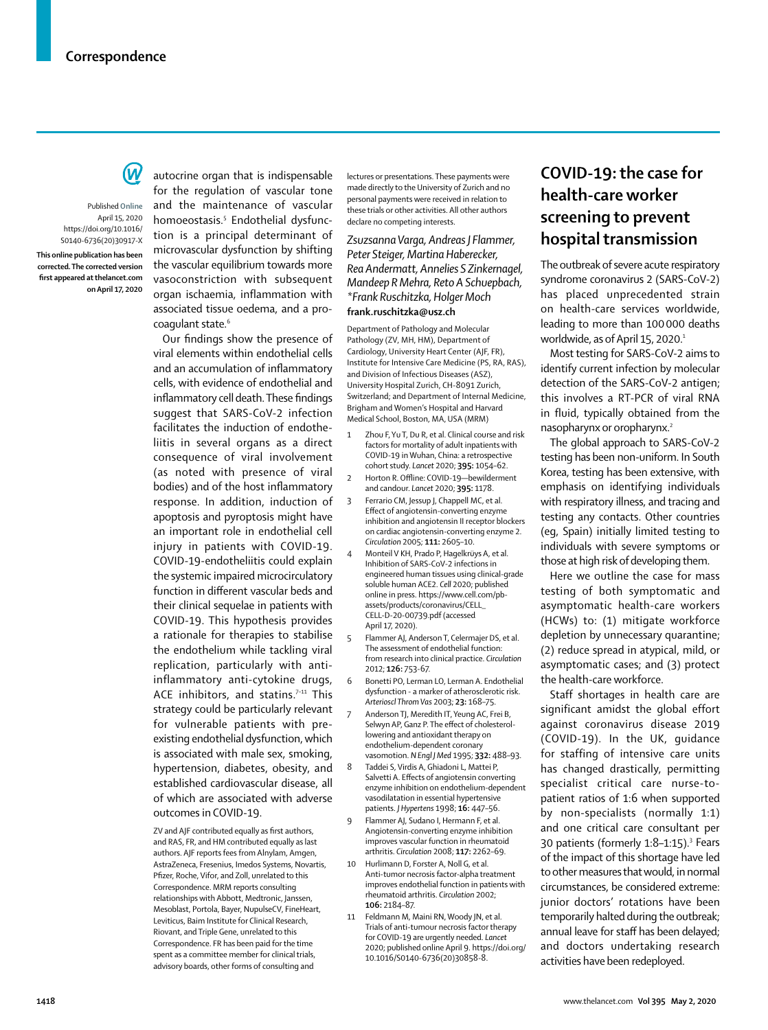Published Online April 15, 2020 https://doi.org/10.1016/S0140-6736(20)30917-X

**This online publication has been corrected. The corrected version first appeared at thelancet.com on April 17, 2020**

autocrine organ that is indispensable for the regulation of vascular tone and the maintenance of vascular homoeostasis.[5] Endothelial dysfunction is a principal determinant of microvascular dysfunction by shifting the vascular equilibrium towards more vasoconstriction with subsequent organ ischaemia, inflammation with associated tissue oedema, and a pro-coagulant state.[6]

Our findings show the presence of viral elements within endothelial cells and an accumulation of inflammatory cells, with evidence of endothelial and inflammatory cell death. These findings suggest that SARS-CoV-2 infection facilitates the induction of endotheliitis in several organs as a direct consequence of viral involvement (as noted with presence of viral bodies) and of the host inflammatory response. In addition, induction of apoptosis and pyroptosis might have an important role in endothelial cell injury in patients with COVID-19. COVID-19-endotheliitis could explain the systemic impaired microcirculatory function in different vascular beds and their clinical sequelae in patients with COVID-19. This hypothesis provides a rationale for therapies to stabilise the endothelium while tackling viral replication, particularly with anti-inflammatory anti-cytokine drugs, ACE inhibitors, and statins.[7–11] This strategy could be particularly relevant for vulnerable patients with pre-existing endothelial dysfunction, which is associated with male sex, smoking, hypertension, diabetes, obesity, and established cardiovascular disease, all of which are associated with adverse outcomes in COVID-19.

ZV and AJF contributed equally as first authors, and RAS, FR, and HM contributed equally as last authors. AJF reports fees from Alnylam, Amgen, AstraZeneca, Fresenius, Imedos Systems, Novartis, Pfizer, Roche, Vifor, and Zoll, unrelated to this Correspondence. MRM reports consulting relationships with Abbott, Medtronic, Janssen, Mesoblast, Portola, Bayer, NupulseCV, FineHeart, Leviticus, Baim Institute for Clinical Research, Riovant, and Triple Gene, unrelated to this Correspondence. FR has been paid for the time spent as a committee member for clinical trials, advisory boards, other forms of consulting and lectures or presentations. These payments were made directly to the University of Zurich and no personal payments were received in relation to these trials or other activities. All other authors declare no competing interests.

*Zsuzsanna Varga, Andreas J Flammer, Peter Steiger, Martina Haberecker, Rea Andermatt, Annelies S Zinkernagel, Mandeep R Mehra, Reto A Schuepbach, \*Frank Ruschitzka, Holger Moch*
**frank.ruschitzka@usz.ch**

Department of Pathology and Molecular Pathology (ZV, MH, HM), Department of Cardiology, University Heart Center (AJF, FR), Institute for Intensive Care Medicine (PS, RA, RAS), and Division of Infectious Diseases (ASZ), University Hospital Zurich, CH-8091 Zurich, Switzerland; and Department of Internal Medicine, Brigham and Women's Hospital and Harvard Medical School, Boston, MA, USA (MRM)

1. Zhou F, Yu T, Du R, et al. Clinical course and risk factors for mortality of adult inpatients with COVID-19 in Wuhan, China: a retrospective cohort study. *Lancet* 2020; **395:** 1054–62.
2. Horton R. Offline: COVID-19—bewilderment and candour. *Lancet* 2020; **395:** 1178.
3. Ferrario CM, Jessup J, Chappell MC, et al. Effect of angiotensin-converting enzyme inhibition and angiotensin II receptor blockers on cardiac angiotensin-converting enzyme 2. *Circulation* 2005; **111:** 2605–10.
4. Monteil V KH, Prado P, Hagelkrüys A, et al. Inhibition of SARS-CoV-2 infections in engineered human tissues using clinical-grade soluble human ACE2. *Cell* 2020; published online in press. https://www.cell.com/pb-assets/products/coronavirus/CELL_CELL-D-20-00739.pdf (accessed April 17, 2020).
5. Flammer AJ, Anderson T, Celermajer DS, et al. The assessment of endothelial function: from research into clinical practice. *Circulation* 2012; **126:** 753-67.
6. Bonetti PO, Lerman LO, Lerman A. Endothelial dysfunction - a marker of atherosclerotic risk. *Arterioscl Thromb Vas* 2003; **23:** 168–75.
7. Anderson TJ, Meredith IT, Yeung AC, Frei B, Selwyn AP, Ganz P. The effect of cholesterol-lowering and antioxidant therapy on endothelium-dependent coronary vasomotion. *N Engl J Med* 1995; **332:** 488–93.
8. Taddei S, Virdis A, Ghiadoni L, Mattei P, Salvetti A. Effects of angiotensin converting enzyme inhibition on endothelium-dependent vasodilatation in essential hypertensive patients. *J Hypertens* 1998; **16:** 447–56.
9. Flammer AJ, Sudano I, Hermann F, et al. Angiotensin-converting enzyme inhibition improves vascular function in rheumatoid arthritis. *Circulation* 2008; **117:** 2262–69.
10. Hurlimann D, Forster A, Noll G, et al. Anti-tumor necrosis factor-alpha treatment improves endothelial function in patients with rheumatoid arthritis. *Circulation* 2002; **106:** 2184–87.
11. Feldmann M, Maini RN, Woody JN, et al. Trials of anti-tumour necrosis factor therapy for COVID-19 are urgently needed. *Lancet* 2020; published online April 9. https://doi.org/10.1016/S0140-6736(20)30858-8.

# COVID-19: the case for health-care worker screening to prevent hospital transmission

The outbreak of severe acute respiratory syndrome coronavirus 2 (SARS-CoV-2) has placed unprecedented strain on health-care services worldwide, leading to more than 100 000 deaths worldwide, as of April 15, 2020.[1]

Most testing for SARS-CoV-2 aims to identify current infection by molecular detection of the SARS-CoV-2 antigen; this involves a RT-PCR of viral RNA in fluid, typically obtained from the nasopharynx or oropharynx.[2]

The global approach to SARS-CoV-2 testing has been non-uniform. In South Korea, testing has been extensive, with emphasis on identifying individuals with respiratory illness, and tracing and testing any contacts. Other countries (eg, Spain) initially limited testing to individuals with severe symptoms or those at high risk of developing them.

Here we outline the case for mass testing of both symptomatic and asymptomatic health-care workers (HCWs) to: (1) mitigate workforce depletion by unnecessary quarantine; (2) reduce spread in atypical, mild, or asymptomatic cases; and (3) protect the health-care workforce.

Staff shortages in health care are significant amidst the global effort against coronavirus disease 2019 (COVID-19). In the UK, guidance for staffing of intensive care units has changed drastically, permitting specialist critical care nurse-to-patient ratios of 1:6 when supported by non-specialists (normally 1:1) and one critical care consultant per 30 patients (formerly 1:8–1:15).[3] Fears of the impact of this shortage have led to other measures that would, in normal circumstances, be considered extreme: junior doctors' rotations have been temporarily halted during the outbreak; annual leave for staff has been delayed; and doctors undertaking research activities have been redeployed.